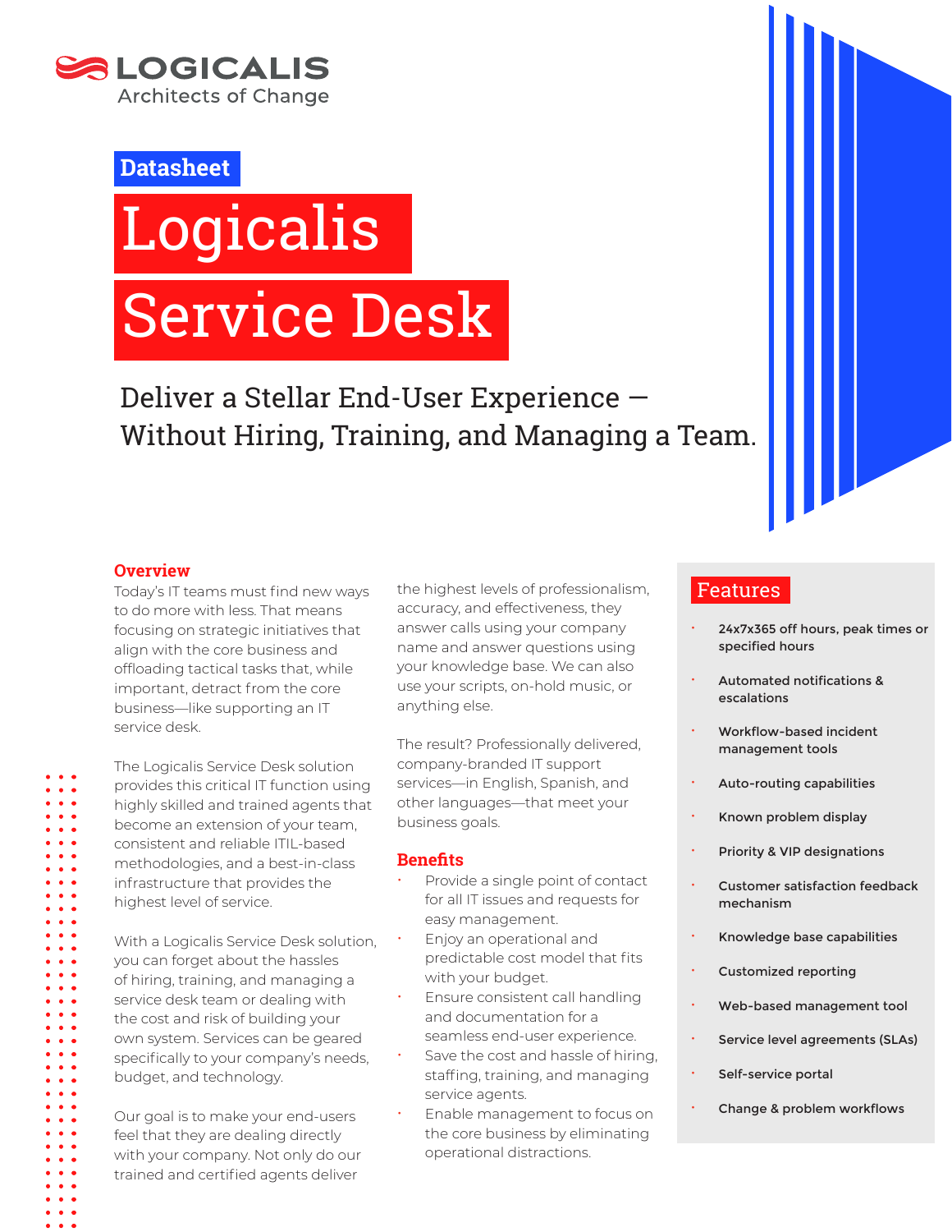LOGICALIS
Architects of Change

Datasheet

# Logicalis Service Desk

## Deliver a Stellar End-User Experience — Without Hiring, Training, and Managing a Team.

### Overview

Today's IT teams must find new ways to do more with less. That means focusing on strategic initiatives that align with the core business and offloading tactical tasks that, while important, detract from the core business—like supporting an IT service desk.

The Logicalis Service Desk solution provides this critical IT function using highly skilled and trained agents that become an extension of your team, consistent and reliable ITIL-based methodologies, and a best-in-class infrastructure that provides the highest level of service.

With a Logicalis Service Desk solution, you can forget about the hassles of hiring, training, and managing a service desk team or dealing with the cost and risk of building your own system. Services can be geared specifically to your company's needs, budget, and technology.

Our goal is to make your end-users feel that they are dealing directly with your company. Not only do our trained and certified agents deliver the highest levels of professionalism, accuracy, and effectiveness, they answer calls using your company name and answer questions using your knowledge base. We can also use your scripts, on-hold music, or anything else.

The result? Professionally delivered, company-branded IT support services—in English, Spanish, and other languages—that meet your business goals.

### Benefits

- Provide a single point of contact for all IT issues and requests for easy management.
- Enjoy an operational and predictable cost model that fits with your budget.
- Ensure consistent call handling and documentation for a seamless end-user experience.
- Save the cost and hassle of hiring, staffing, training, and managing service agents.
- Enable management to focus on the core business by eliminating operational distractions.

### Features

- 24x7x365 off hours, peak times or specified hours
- Automated notifications & escalations
- Workflow-based incident management tools
- Auto-routing capabilities
- Known problem display
- Priority & VIP designations
- Customer satisfaction feedback mechanism
- Knowledge base capabilities
- Customized reporting
- Web-based management tool
- Service level agreements (SLAs)
- Self-service portal
- Change & problem workflows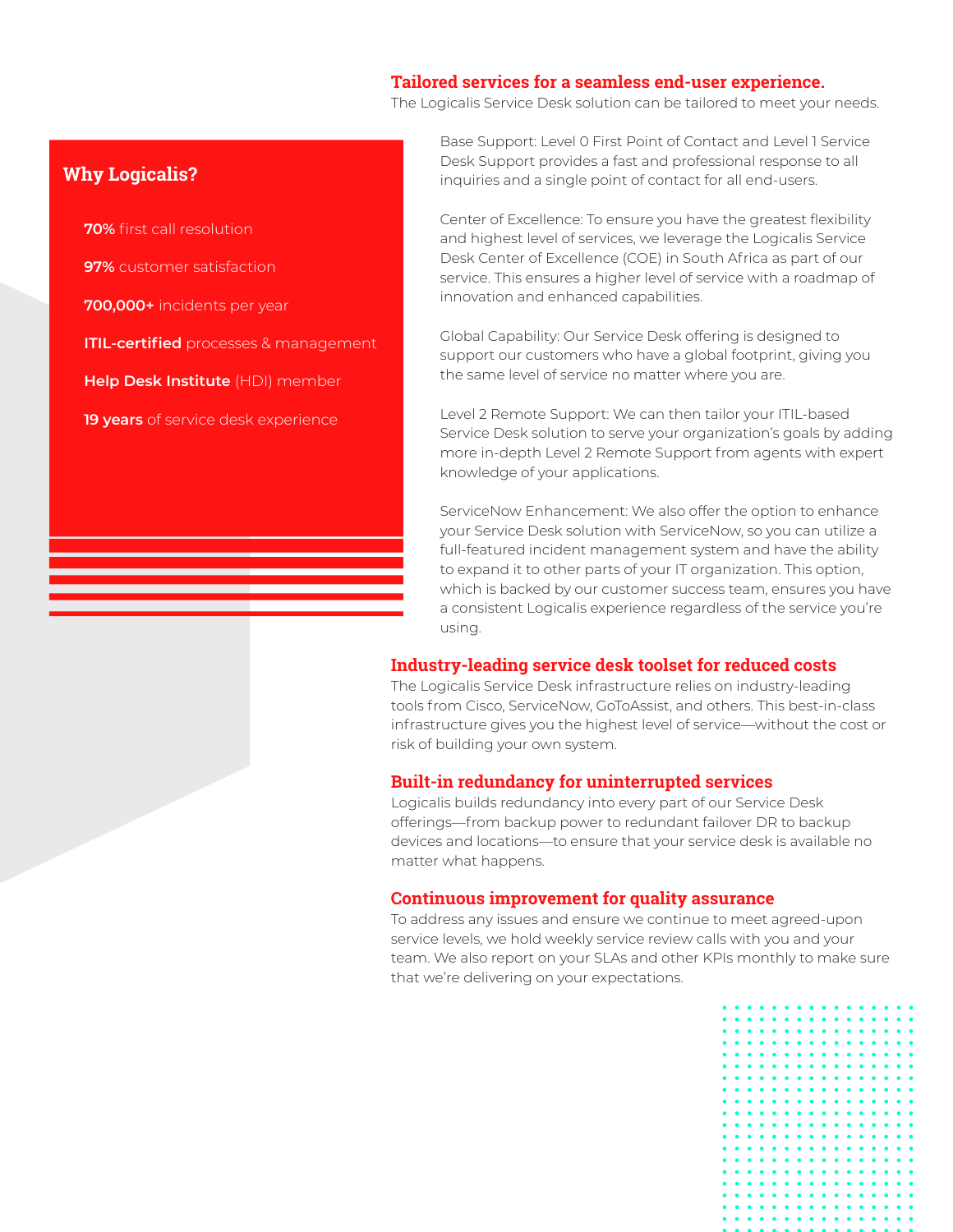## Why Logicalis?

- **70%** first call resolution
- **97%** customer satisfaction
- **700,000+** incidents per year
- **ITIL-certified** processes & management
- **Help Desk Institute** (HDI) member
- **19 years** of service desk experience

## Tailored services for a seamless end-user experience.

The Logicalis Service Desk solution can be tailored to meet your needs.

Base Support: Level 0 First Point of Contact and Level 1 Service Desk Support provides a fast and professional response to all inquiries and a single point of contact for all end-users.

Center of Excellence: To ensure you have the greatest flexibility and highest level of services, we leverage the Logicalis Service Desk Center of Excellence (COE) in South Africa as part of our service. This ensures a higher level of service with a roadmap of innovation and enhanced capabilities.

Global Capability: Our Service Desk offering is designed to support our customers who have a global footprint, giving you the same level of service no matter where you are.

Level 2 Remote Support: We can then tailor your ITIL-based Service Desk solution to serve your organization's goals by adding more in-depth Level 2 Remote Support from agents with expert knowledge of your applications.

ServiceNow Enhancement: We also offer the option to enhance your Service Desk solution with ServiceNow, so you can utilize a full-featured incident management system and have the ability to expand it to other parts of your IT organization. This option, which is backed by our customer success team, ensures you have a consistent Logicalis experience regardless of the service you're using.

## Industry-leading service desk toolset for reduced costs

The Logicalis Service Desk infrastructure relies on industry-leading tools from Cisco, ServiceNow, GoToAssist, and others. This best-in-class infrastructure gives you the highest level of service—without the cost or risk of building your own system.

## Built-in redundancy for uninterrupted services

Logicalis builds redundancy into every part of our Service Desk offerings—from backup power to redundant failover DR to backup devices and locations—to ensure that your service desk is available no matter what happens.

## Continuous improvement for quality assurance

To address any issues and ensure we continue to meet agreed-upon service levels, we hold weekly service review calls with you and your team. We also report on your SLAs and other KPIs monthly to make sure that we're delivering on your expectations.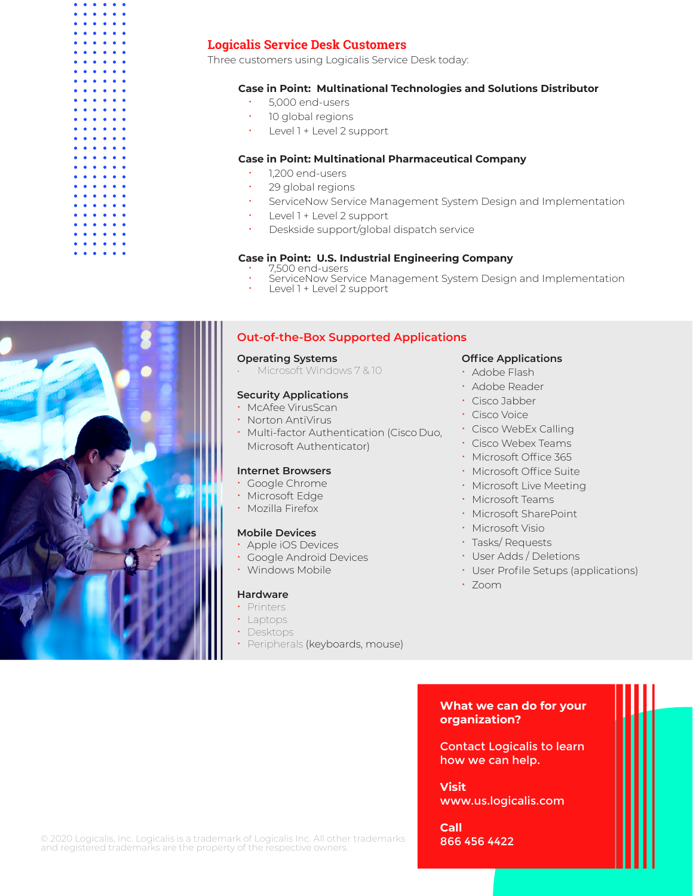## Logicalis Service Desk Customers

Three customers using Logicalis Service Desk today:

### Case in Point: Multinational Technologies and Solutions Distributor

- 5,000 end-users
- 10 global regions
- Level 1 + Level 2 support

### Case in Point: Multinational Pharmaceutical Company

- 1,200 end-users
- 29 global regions
- ServiceNow Service Management System Design and Implementation
- Level 1 + Level 2 support
- Deskside support/global dispatch service

### Case in Point: U.S. Industrial Engineering Company

- 7,500 end-users
- ServiceNow Service Management System Design and Implementation
- Level 1 + Level 2 support

## Out-of-the-Box Supported Applications

### Operating Systems

- Microsoft Windows 7 & 10

### Security Applications

- McAfee VirusScan
- Norton AntiVirus
- Multi-factor Authentication (Cisco Duo, Microsoft Authenticator)

### Internet Browsers

- Google Chrome
- Microsoft Edge
- Mozilla Firefox

### Mobile Devices

- Apple iOS Devices
- Google Android Devices
- Windows Mobile

### Hardware

- Printers
- Laptops
- Desktops
- Peripherals (keyboards, mouse)

### Office Applications

- Adobe Flash
- Adobe Reader
- Cisco Jabber
- Cisco Voice
- Cisco WebEx Calling
- Cisco Webex Teams
- Microsoft Office 365
- Microsoft Office Suite
- Microsoft Live Meeting
- Microsoft Teams
- Microsoft SharePoint
- Microsoft Visio
- Tasks/ Requests
- User Adds / Deletions
- User Profile Setups (applications)
- Zoom

**What we can do for your organization?**

**Contact Logicalis to learn how we can help.**

**Visit**
**www.us.logicalis.com**

**Call**
**866 456 4422**

© 2020 Logicalis, Inc. Logicalis is a trademark of Logicalis Inc. All other trademarks and registered trademarks are the property of the respective owners.